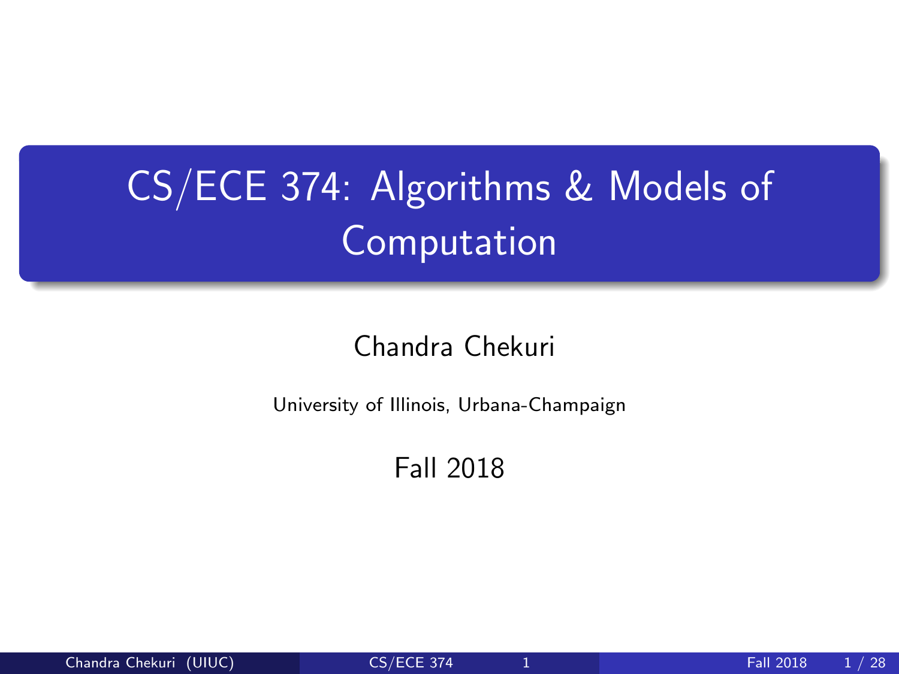# CS/ECE 374: Algorithms & Models of Computation

Chandra Chekuri

University of Illinois, Urbana-Champaign

Fall 2018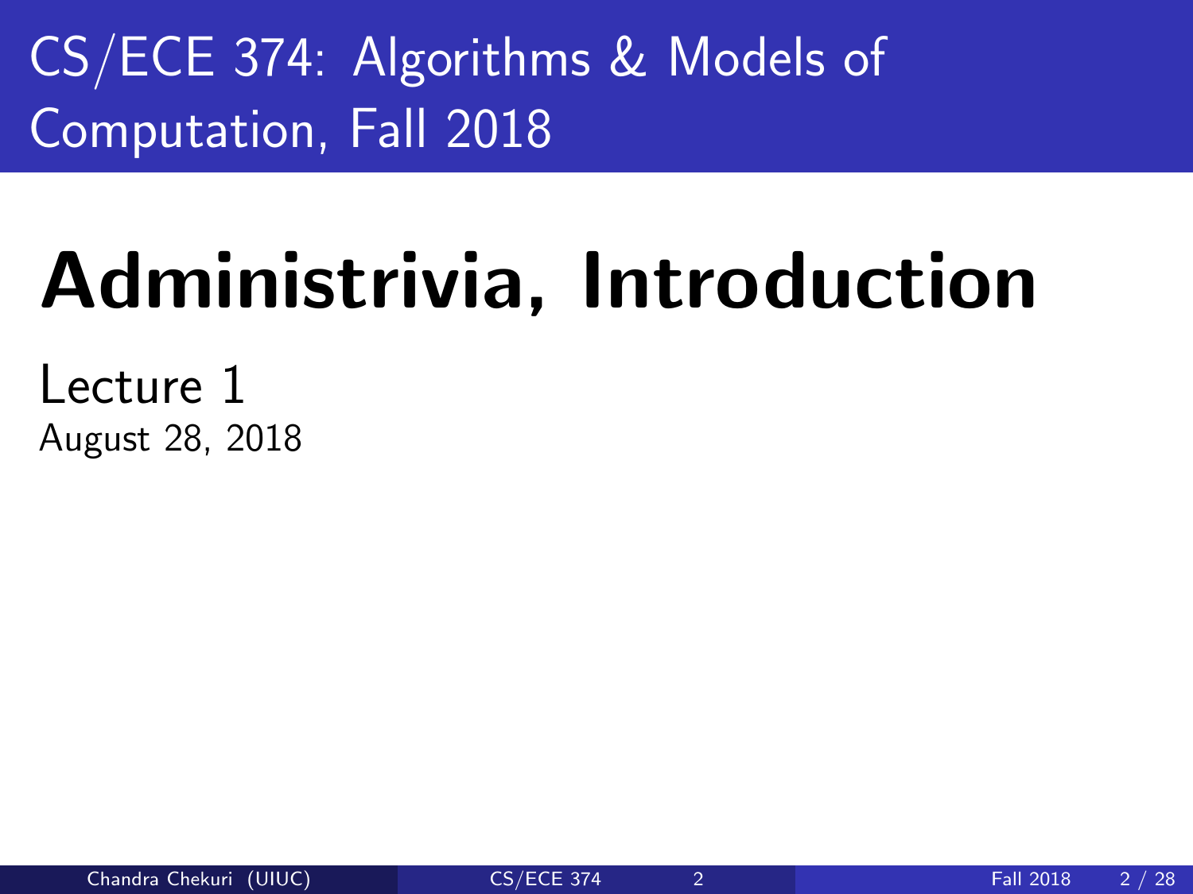# CS/ECE 374: Algorithms & Models of Computation, Fall 2018

# Administrivia, Introduction

Lecture 1

August 28, 2018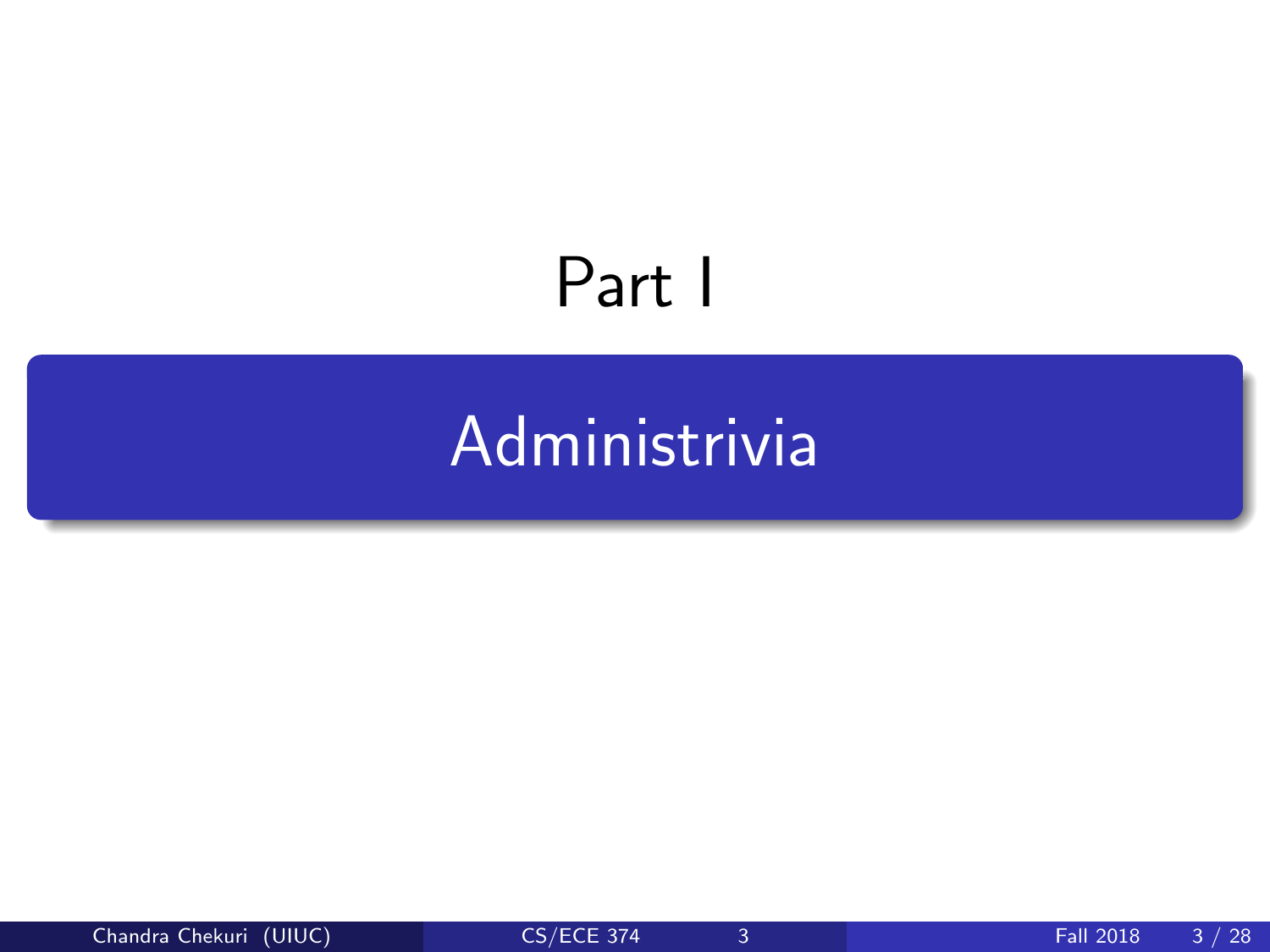# Part I

## Administrivia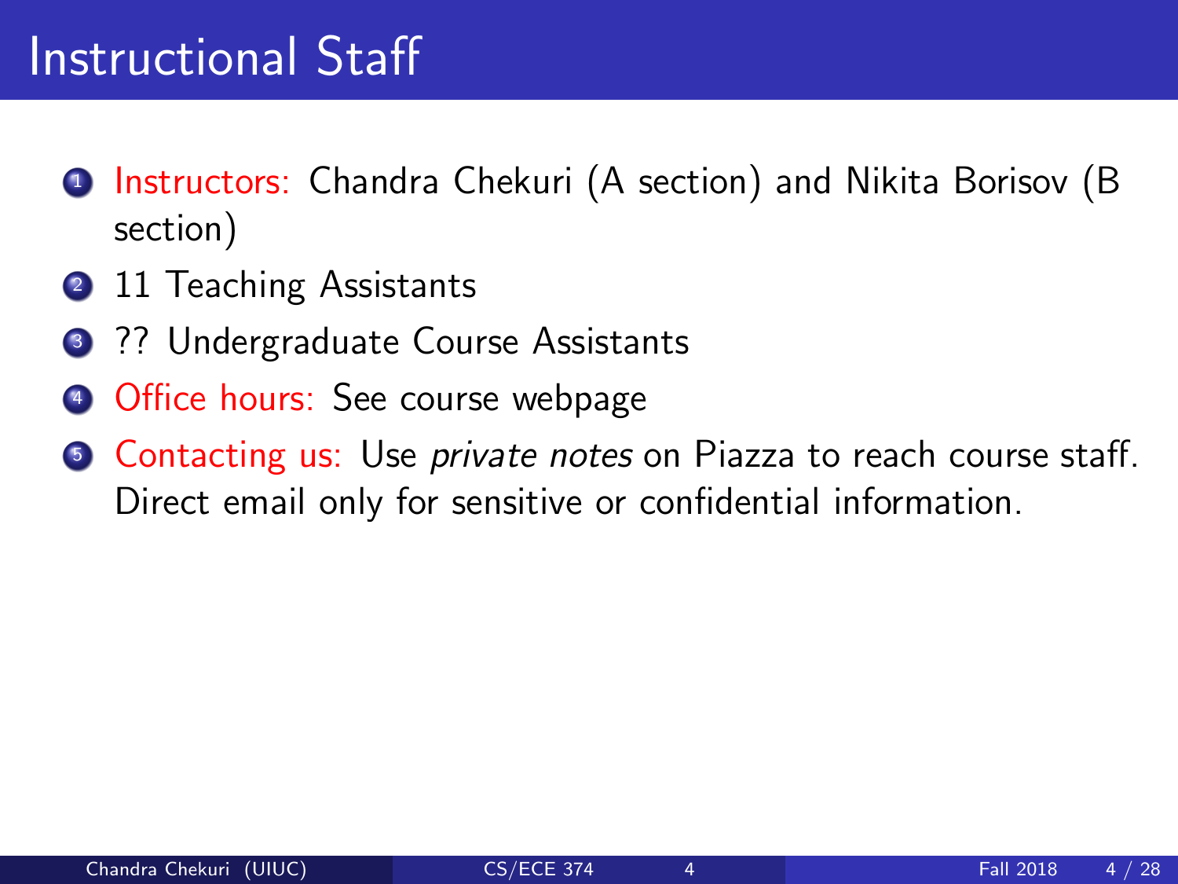# Instructional Staff

1. Instructors: Chandra Chekuri (A section) and Nikita Borisov (B section)
2. 11 Teaching Assistants
3. ?? Undergraduate Course Assistants
4. Office hours: See course webpage
5. Contacting us: Use *private notes* on Piazza to reach course staff. Direct email only for sensitive or confidential information.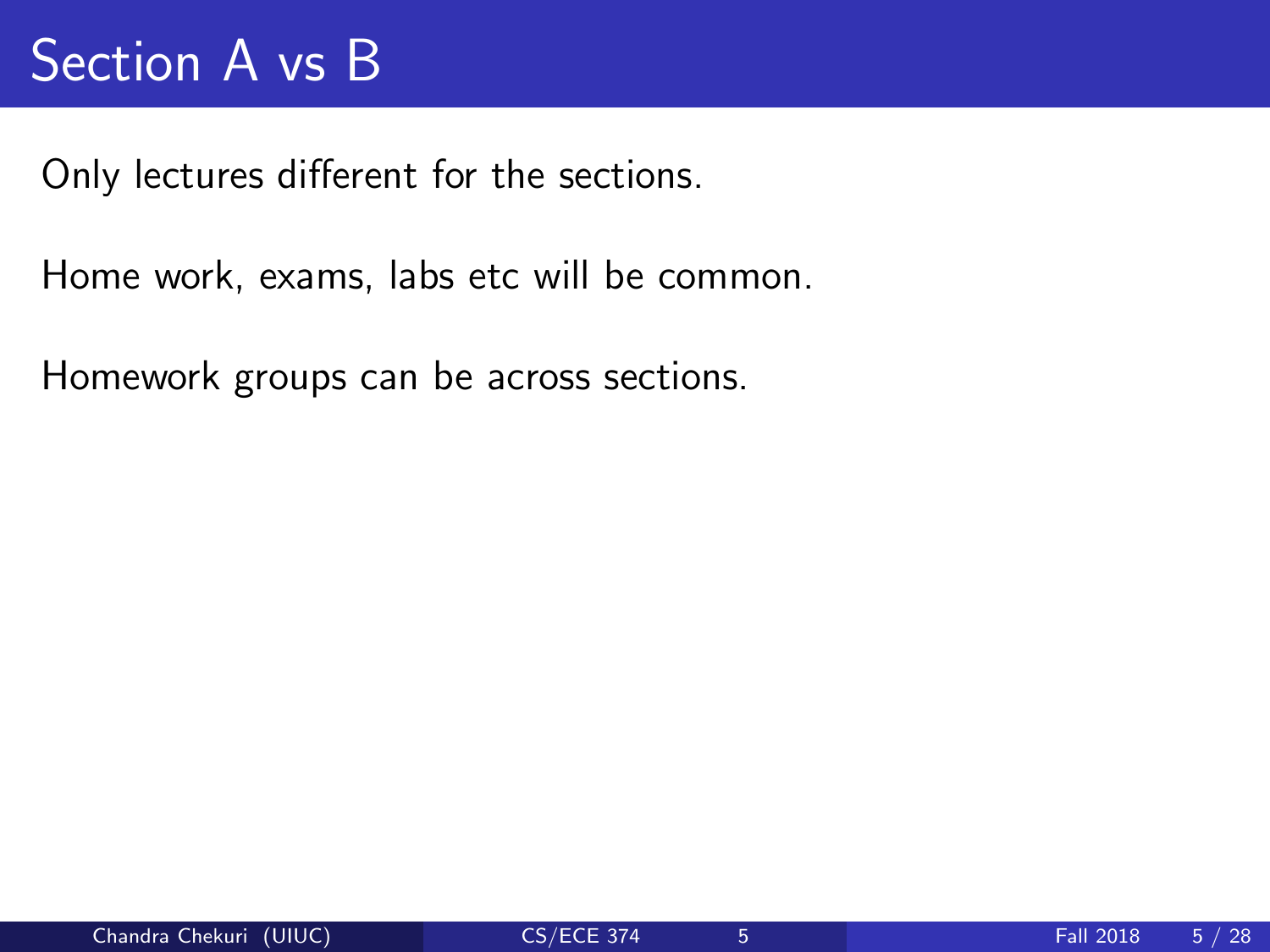# Section A vs B

Only lectures different for the sections.

Home work, exams, labs etc will be common.

Homework groups can be across sections.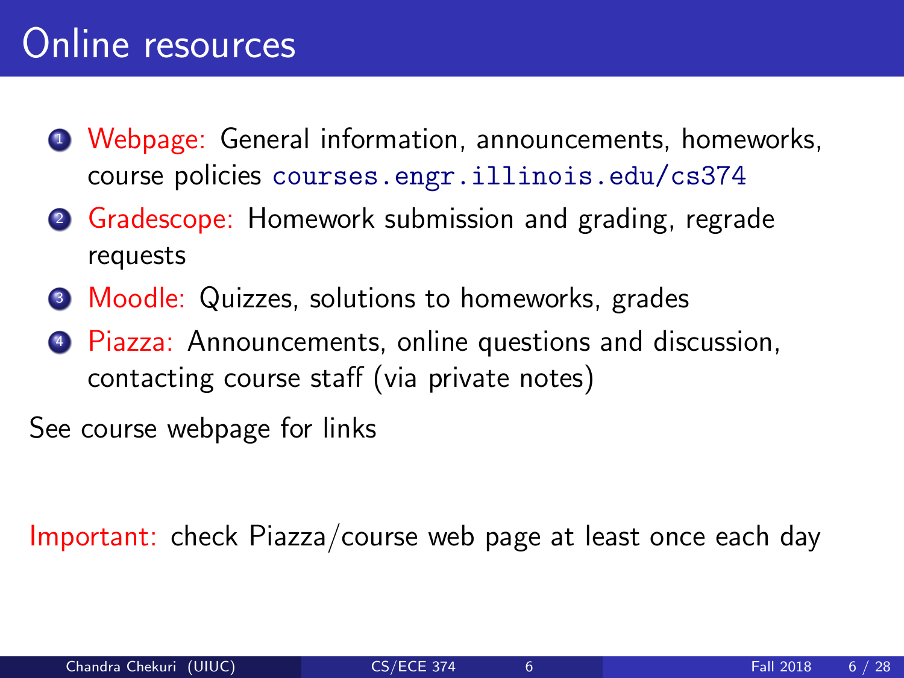# Online resources

1. Webpage: General information, announcements, homeworks, course policies `courses.engr.illinois.edu/cs374`
2. Gradescope: Homework submission and grading, regrade requests
3. Moodle: Quizzes, solutions to homeworks, grades
4. Piazza: Announcements, online questions and discussion, contacting course staff (via private notes)

See course webpage for links

Important: check Piazza/course web page at least once each day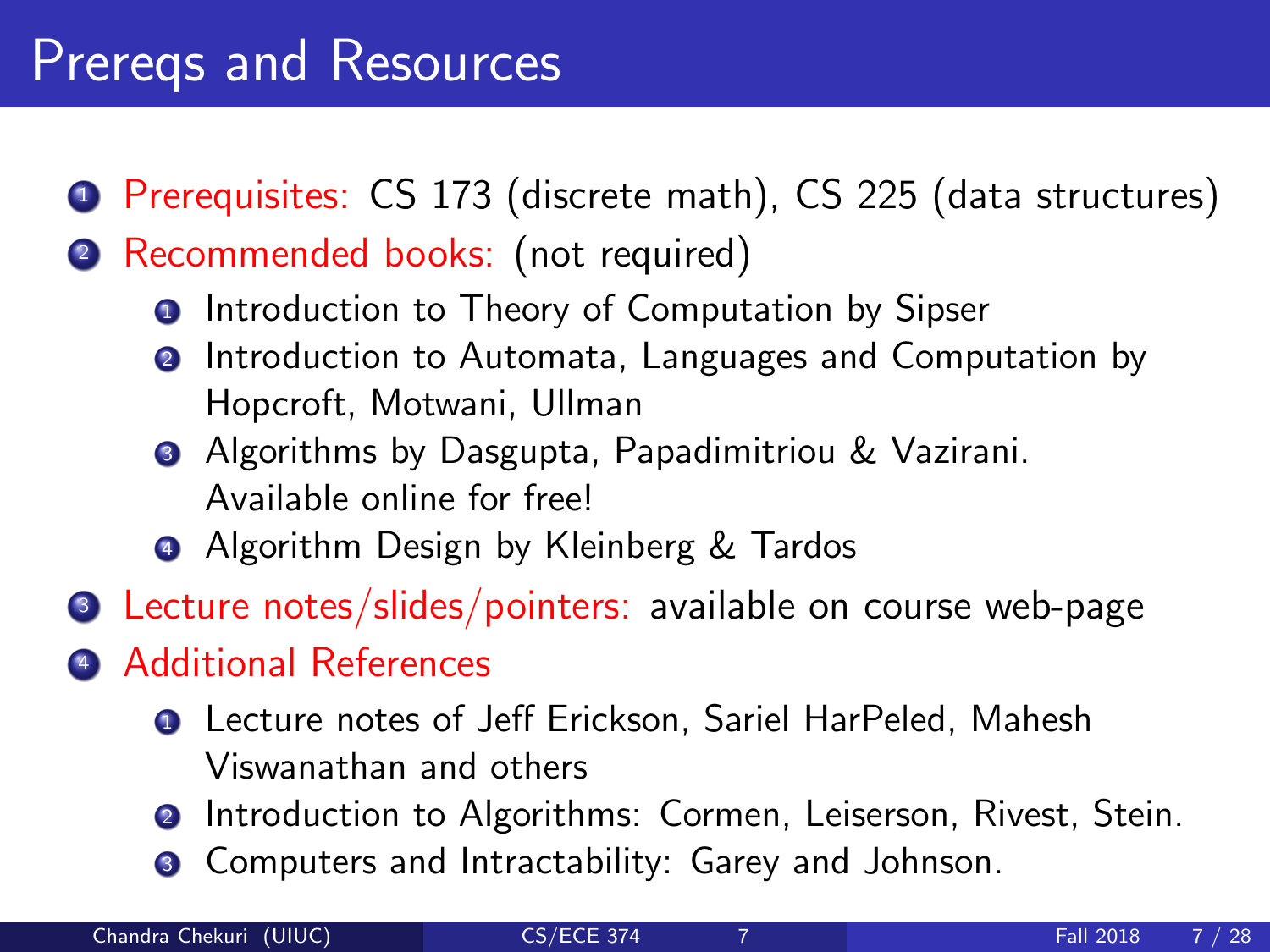# Prereqs and Resources

1. Prerequisites: CS 173 (discrete math), CS 225 (data structures)
2. Recommended books: (not required)
    1. Introduction to Theory of Computation by Sipser
    2. Introduction to Automata, Languages and Computation by Hopcroft, Motwani, Ullman
    3. Algorithms by Dasgupta, Papadimitriou & Vazirani. Available online for free!
    4. Algorithm Design by Kleinberg & Tardos
3. Lecture notes/slides/pointers: available on course web-page
4. Additional References
    1. Lecture notes of Jeff Erickson, Sariel HarPeled, Mahesh Viswanathan and others
    2. Introduction to Algorithms: Cormen, Leiserson, Rivest, Stein.
    3. Computers and Intractability: Garey and Johnson.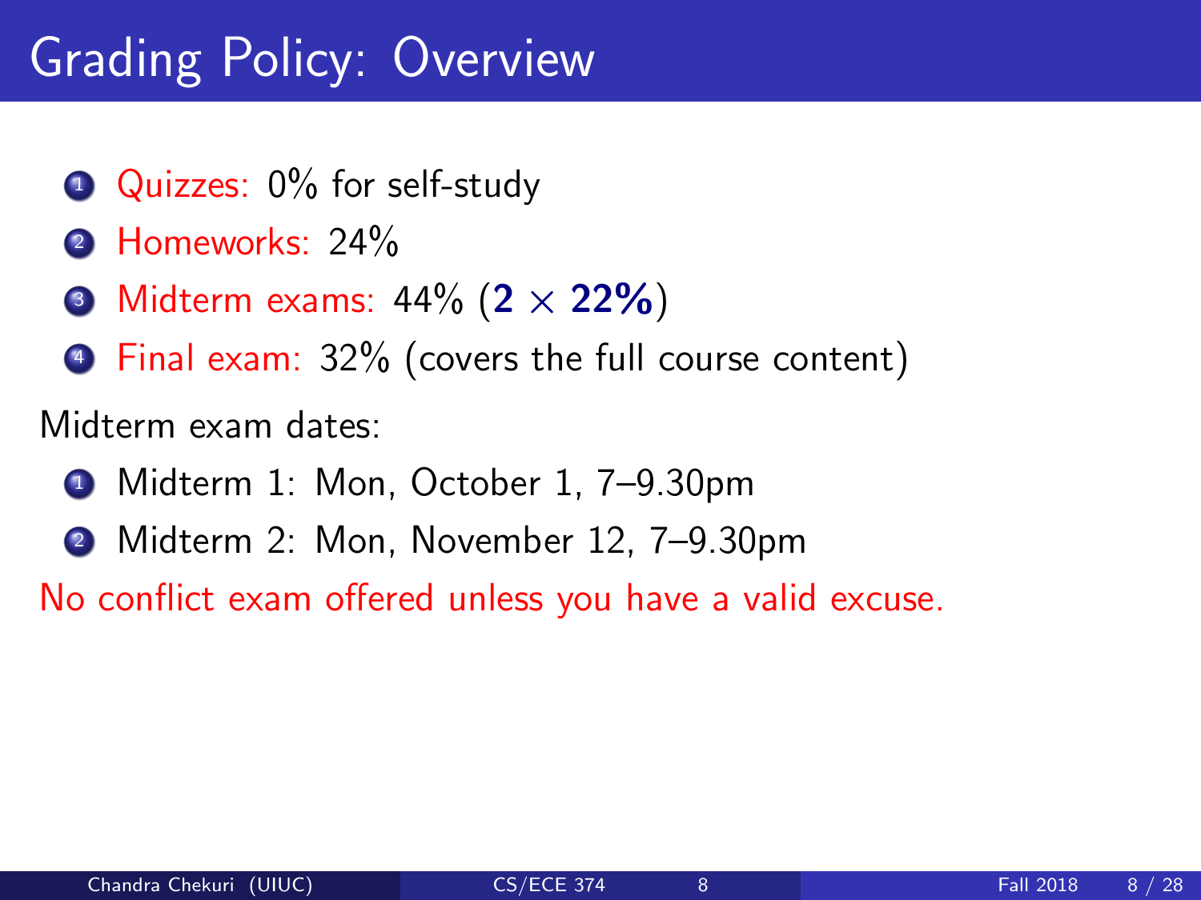# Grading Policy: Overview

1. Quizzes: 0% for self-study
2. Homeworks: 24%
3. Midterm exams: 44% (**$2 \times 22\%$**)
4. Final exam: 32% (covers the full course content)

Midterm exam dates:

1. Midterm 1: Mon, October 1, 7–9.30pm
2. Midterm 2: Mon, November 12, 7–9.30pm

No conflict exam offered unless you have a valid excuse.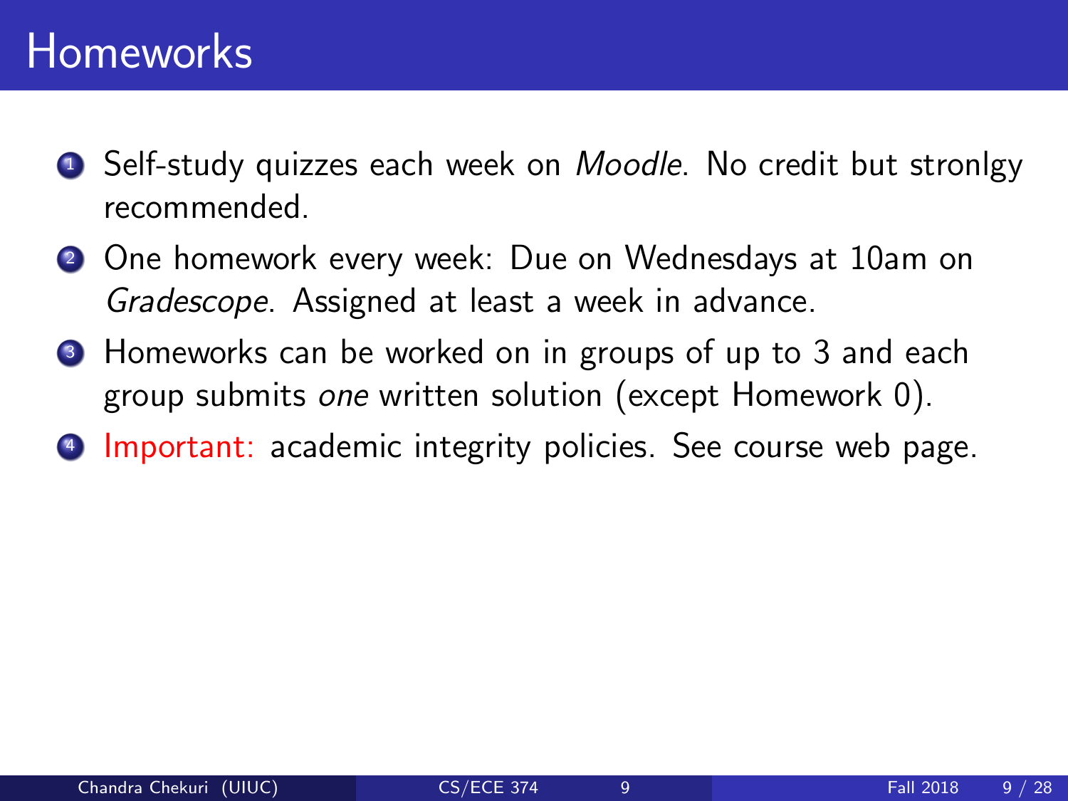# Homeworks

1. Self-study quizzes each week on *Moodle*. No credit but stronlgy recommended.
2. One homework every week: Due on Wednesdays at 10am on *Gradescope*. Assigned at least a week in advance.
3. Homeworks can be worked on in groups of up to 3 and each group submits *one* written solution (except Homework 0).
4. Important: academic integrity policies. See course web page.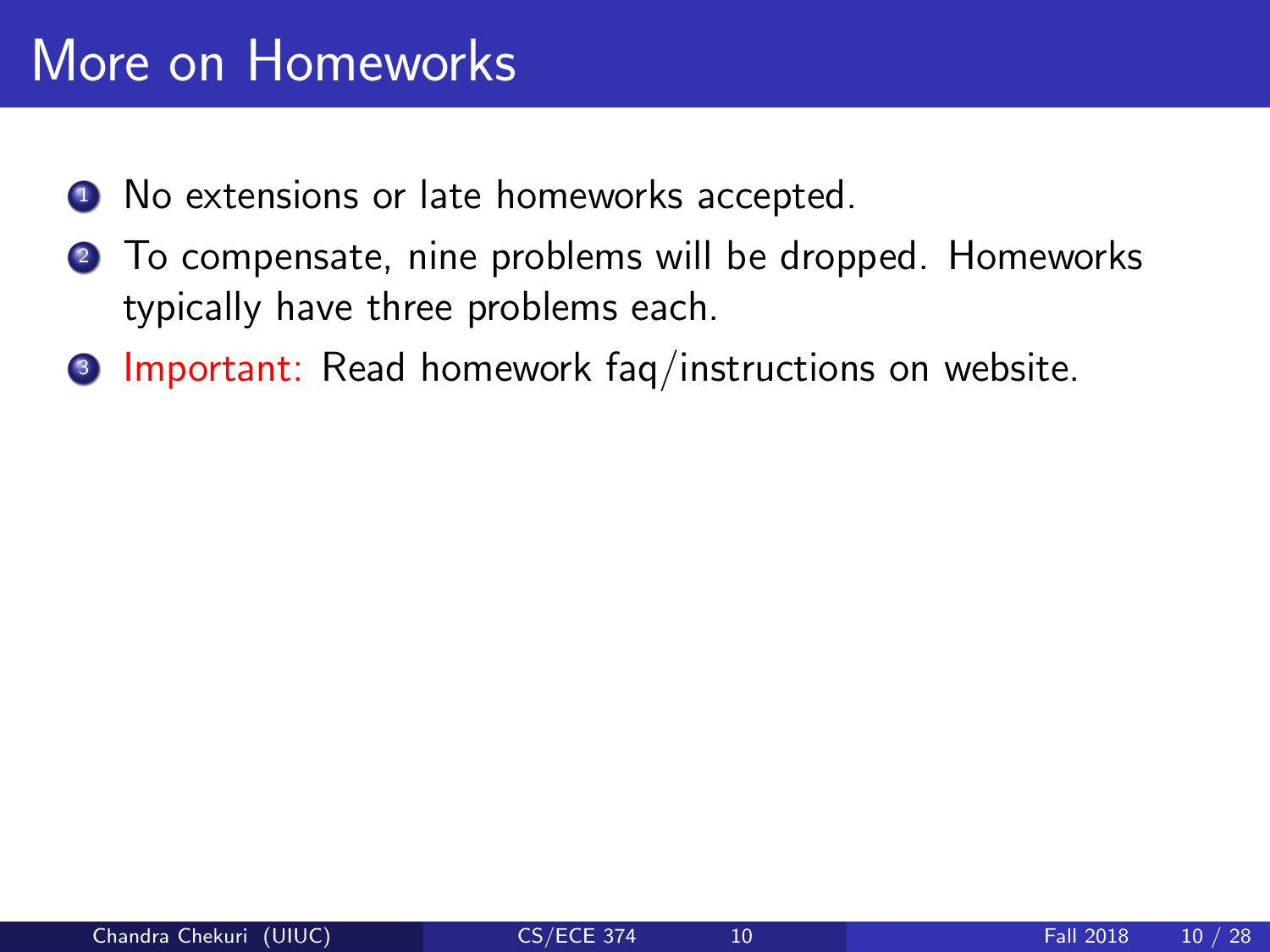# More on Homeworks

1. No extensions or late homeworks accepted.
2. To compensate, nine problems will be dropped. Homeworks typically have three problems each.
3. Important: Read homework faq/instructions on website.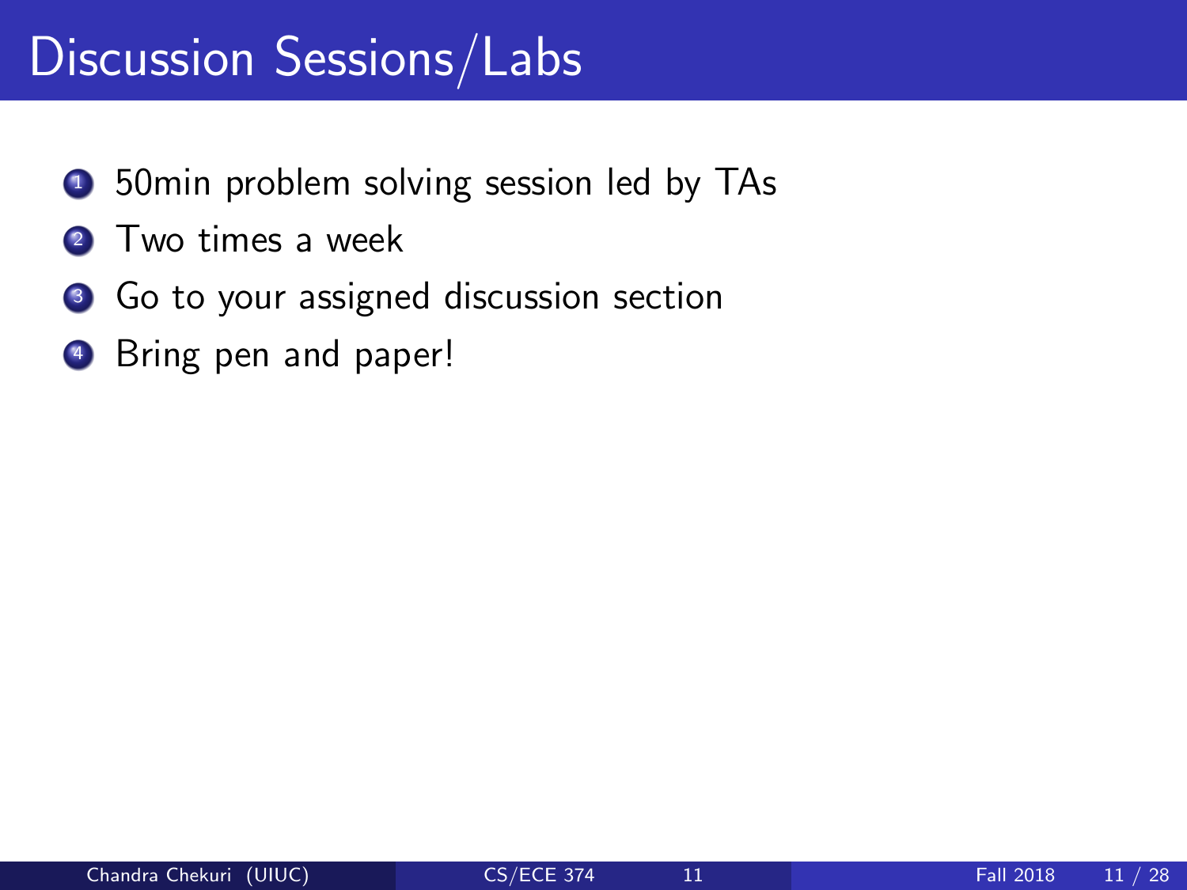# Discussion Sessions/Labs

1. 50min problem solving session led by TAs
2. Two times a week
3. Go to your assigned discussion section
4. Bring pen and paper!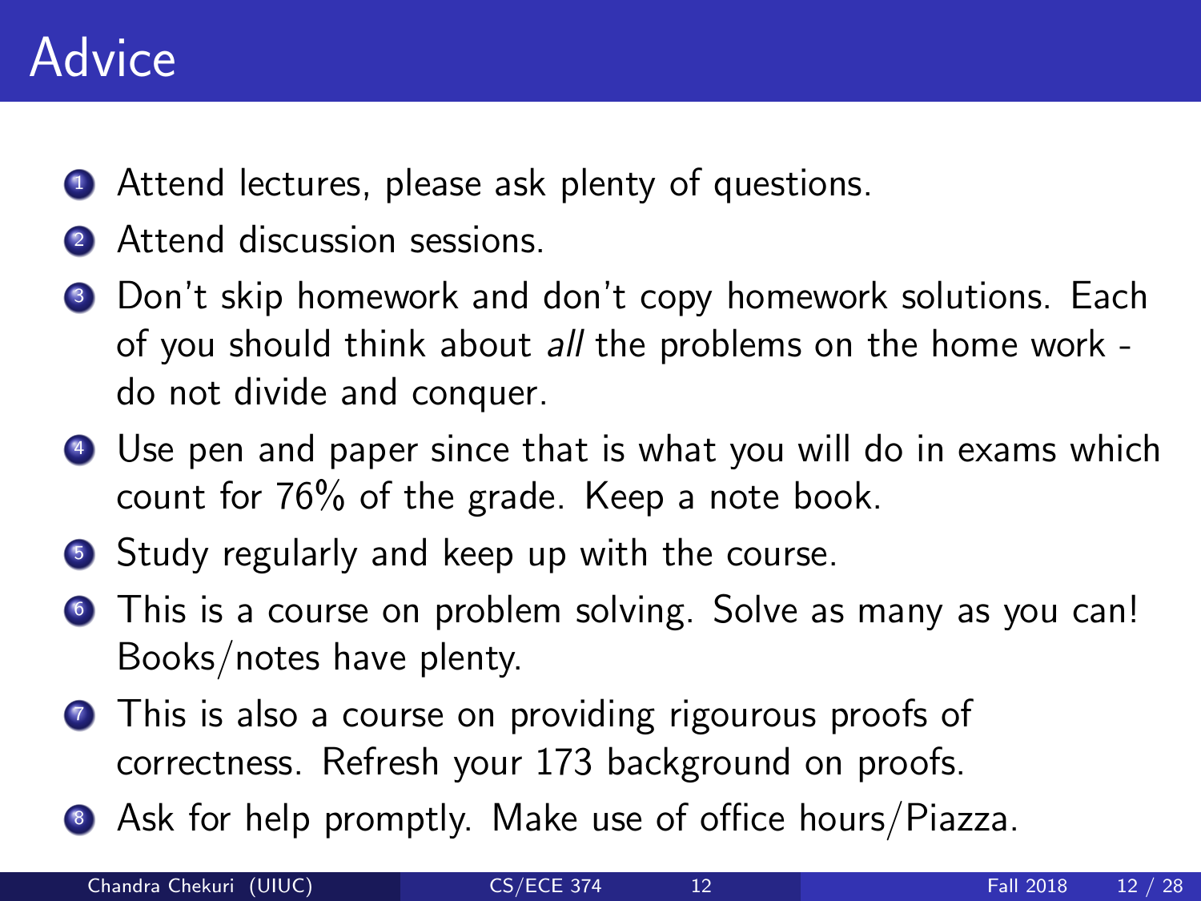# Advice

1. Attend lectures, please ask plenty of questions.
2. Attend discussion sessions.
3. Don't skip homework and don't copy homework solutions. Each of you should think about *all* the problems on the home work - do not divide and conquer.
4. Use pen and paper since that is what you will do in exams which count for 76% of the grade. Keep a note book.
5. Study regularly and keep up with the course.
6. This is a course on problem solving. Solve as many as you can! Books/notes have plenty.
7. This is also a course on providing rigourous proofs of correctness. Refresh your 173 background on proofs.
8. Ask for help promptly. Make use of office hours/Piazza.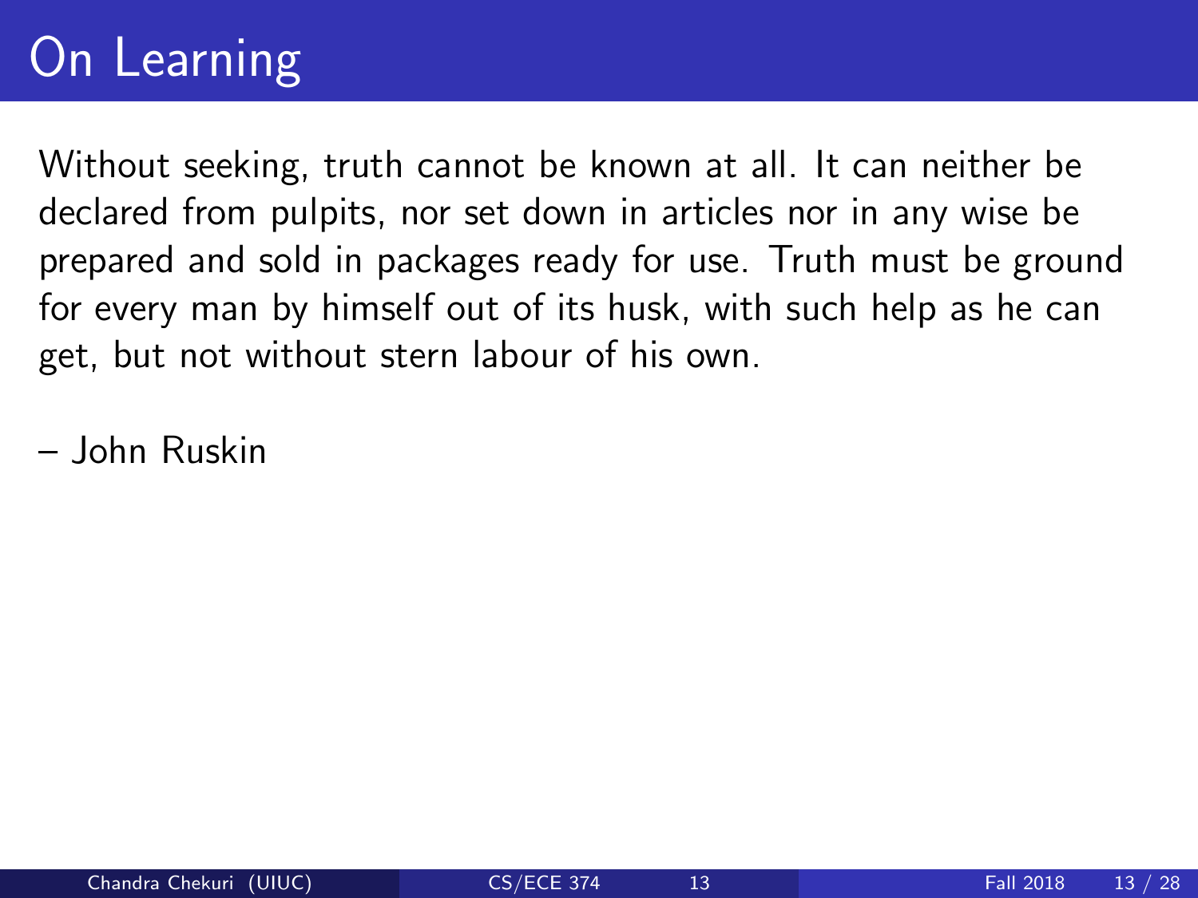# On Learning

Without seeking, truth cannot be known at all. It can neither be declared from pulpits, nor set down in articles nor in any wise be prepared and sold in packages ready for use. Truth must be ground for every man by himself out of its husk, with such help as he can get, but not without stern labour of his own.

– John Ruskin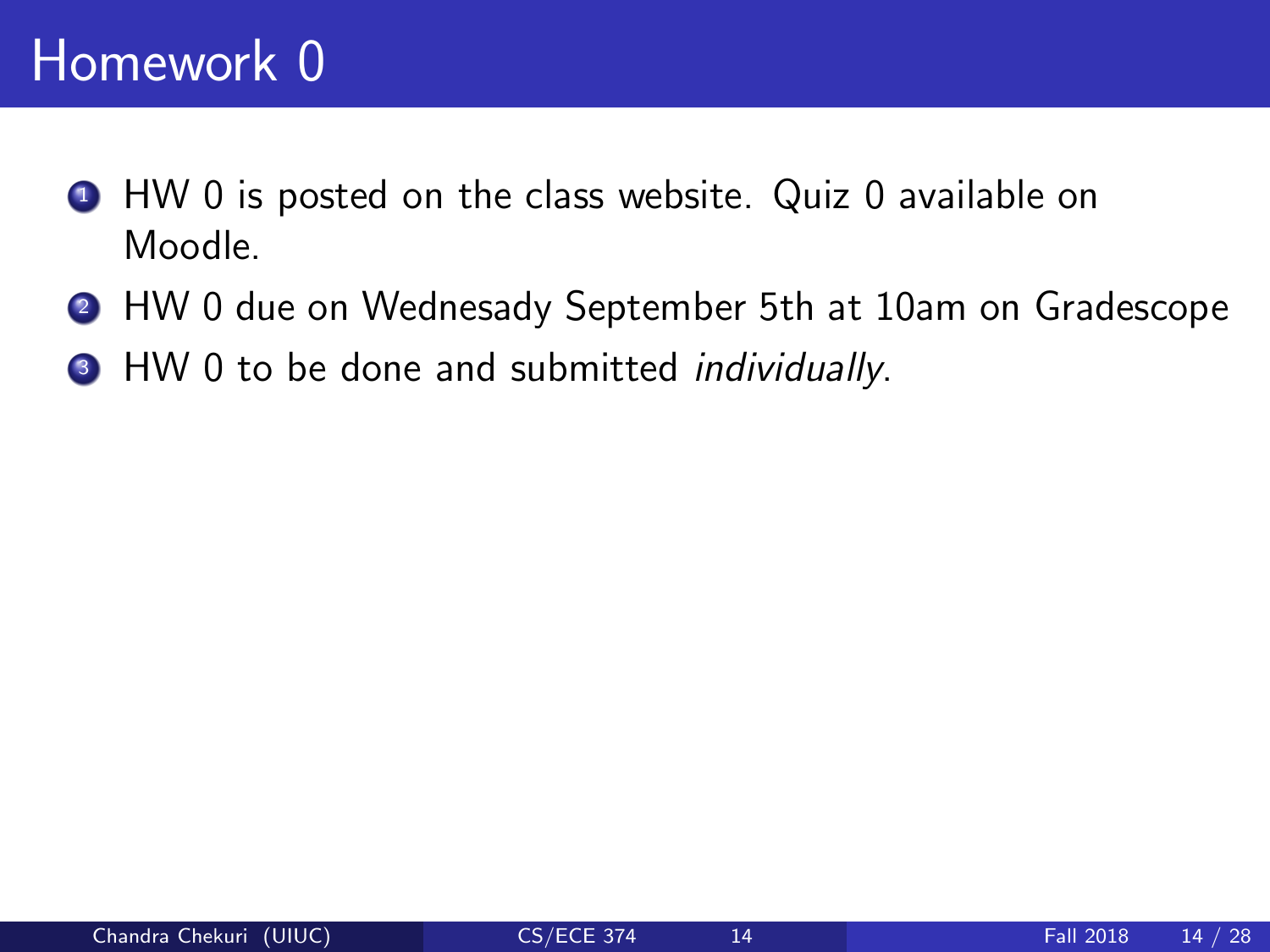# Homework 0

1. HW 0 is posted on the class website. Quiz 0 available on Moodle.
2. HW 0 due on Wednesady September 5th at 10am on Gradescope
3. HW 0 to be done and submitted *individually*.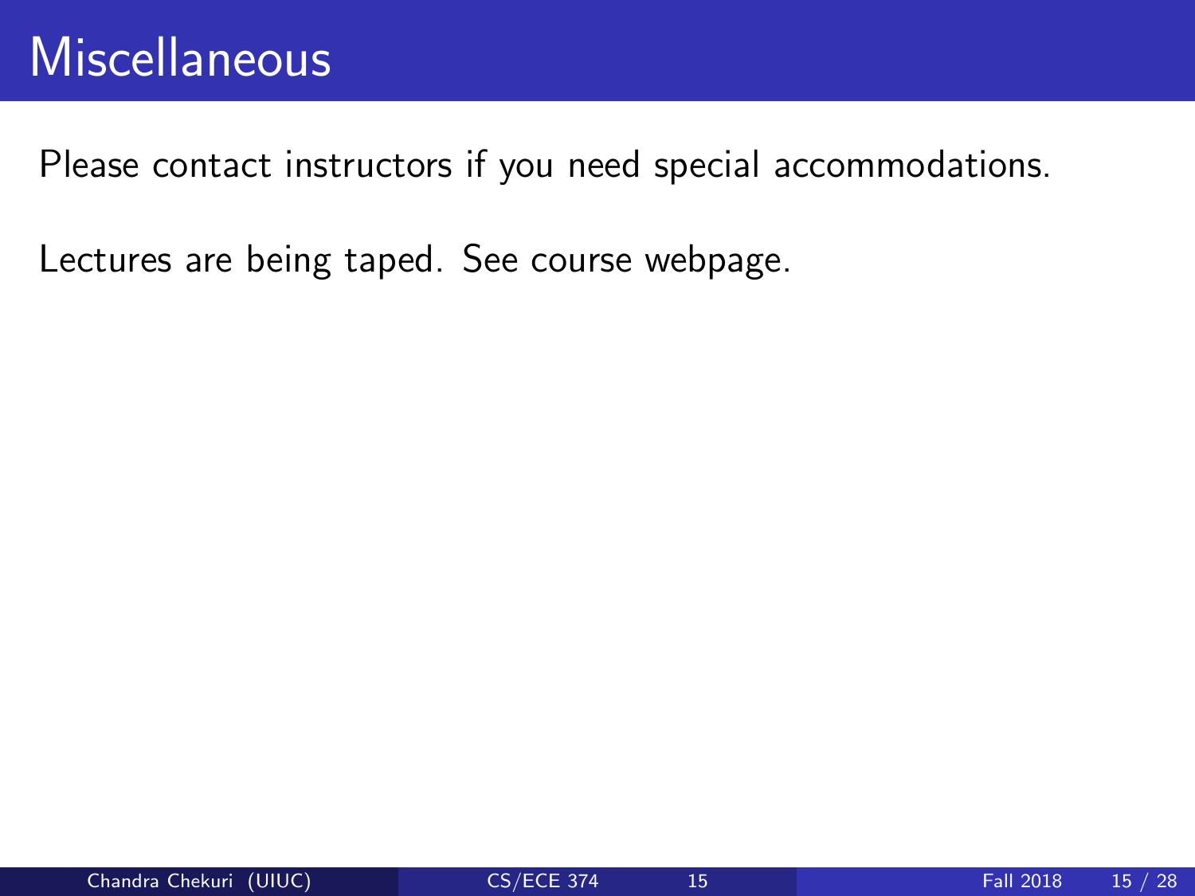# Miscellaneous

Please contact instructors if you need special accommodations.

Lectures are being taped. See course webpage.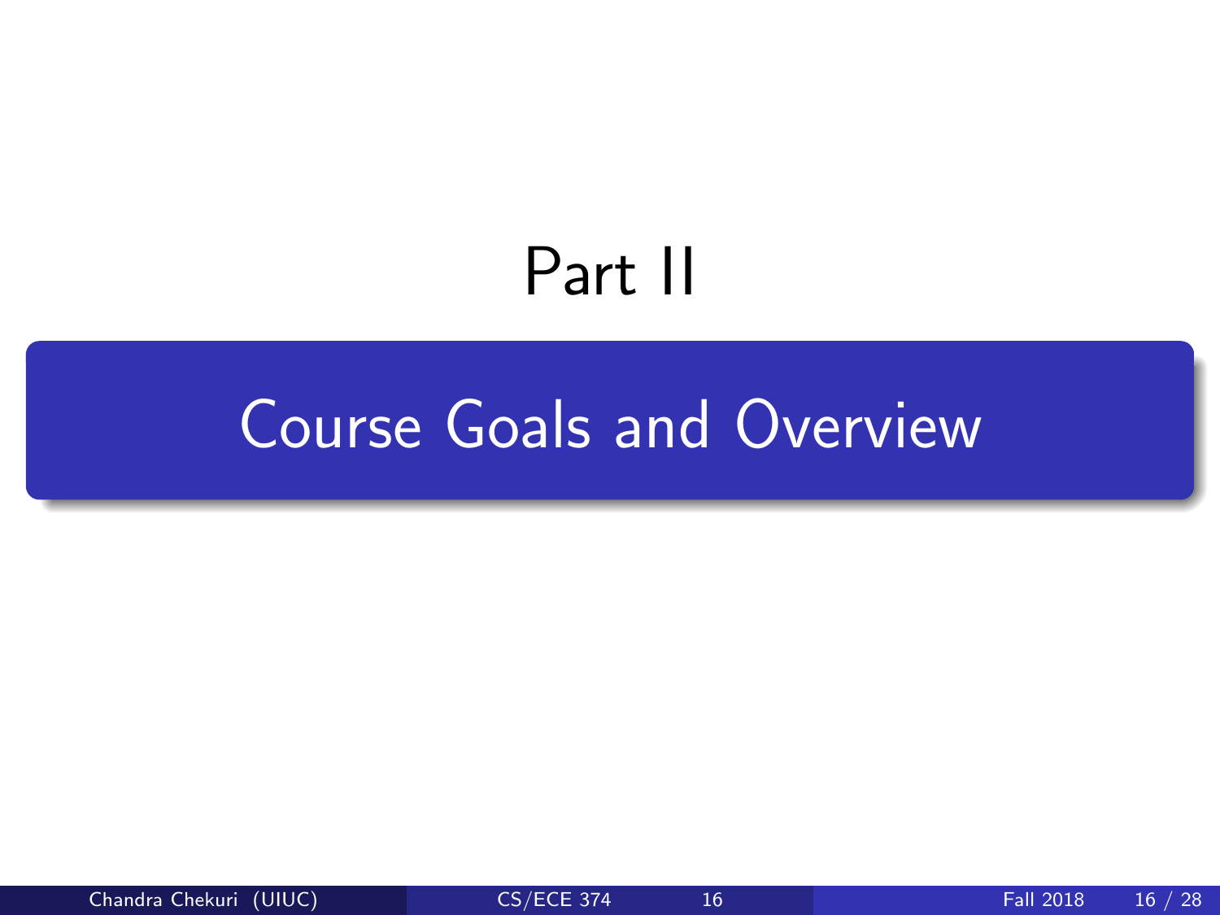# Part II

## Course Goals and Overview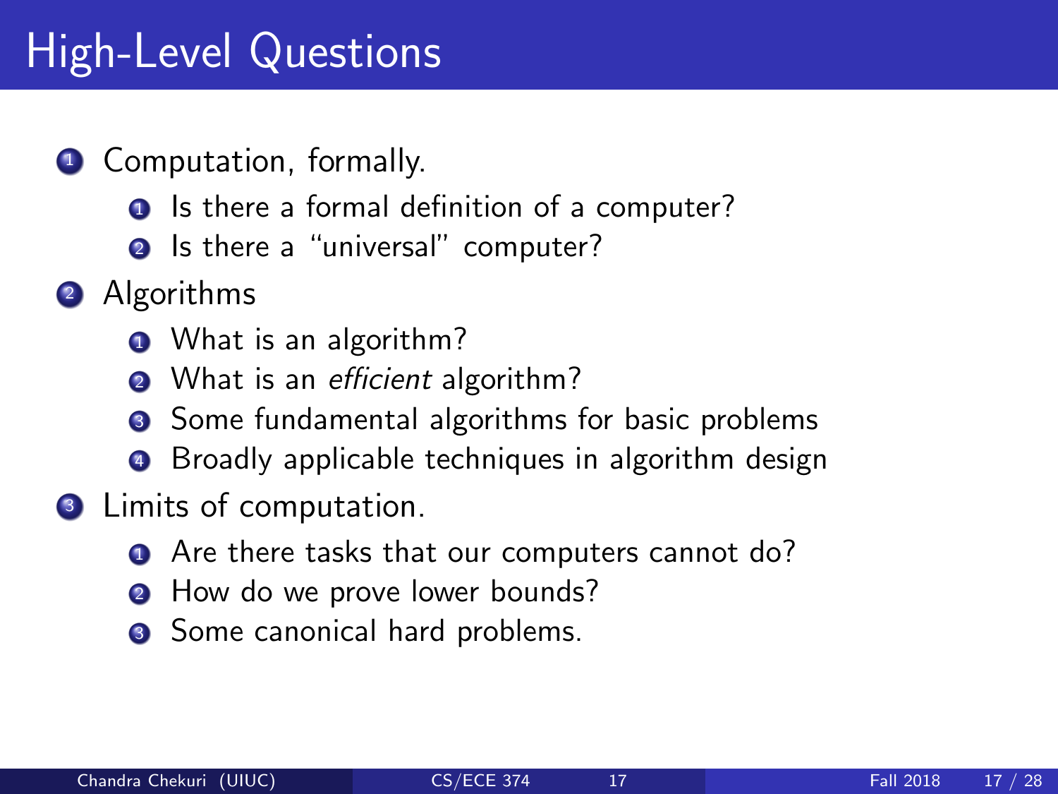# High-Level Questions

1. Computation, formally.
    1. Is there a formal definition of a computer?
    2. Is there a "universal" computer?
2. Algorithms
    1. What is an algorithm?
    2. What is an *efficient* algorithm?
    3. Some fundamental algorithms for basic problems
    4. Broadly applicable techniques in algorithm design
3. Limits of computation.
    1. Are there tasks that our computers cannot do?
    2. How do we prove lower bounds?
    3. Some canonical hard problems.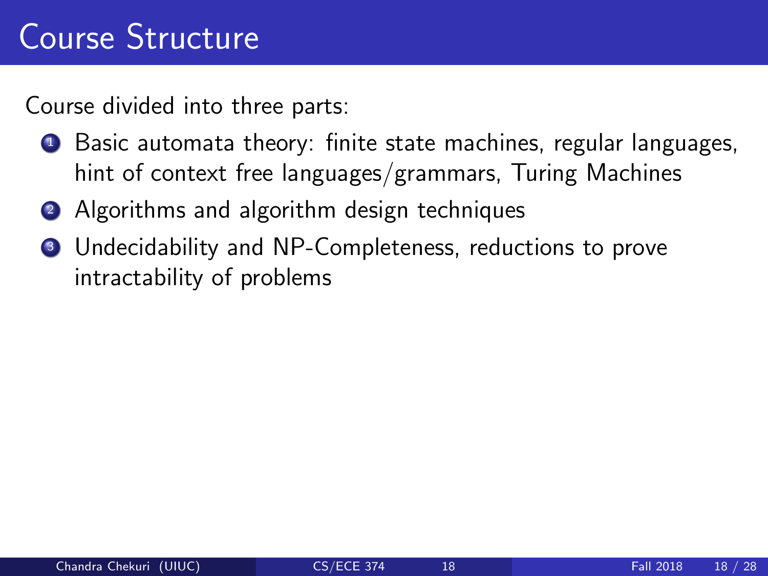# Course Structure

Course divided into three parts:

1. Basic automata theory: finite state machines, regular languages, hint of context free languages/grammars, Turing Machines
2. Algorithms and algorithm design techniques
3. Undecidability and NP-Completeness, reductions to prove intractability of problems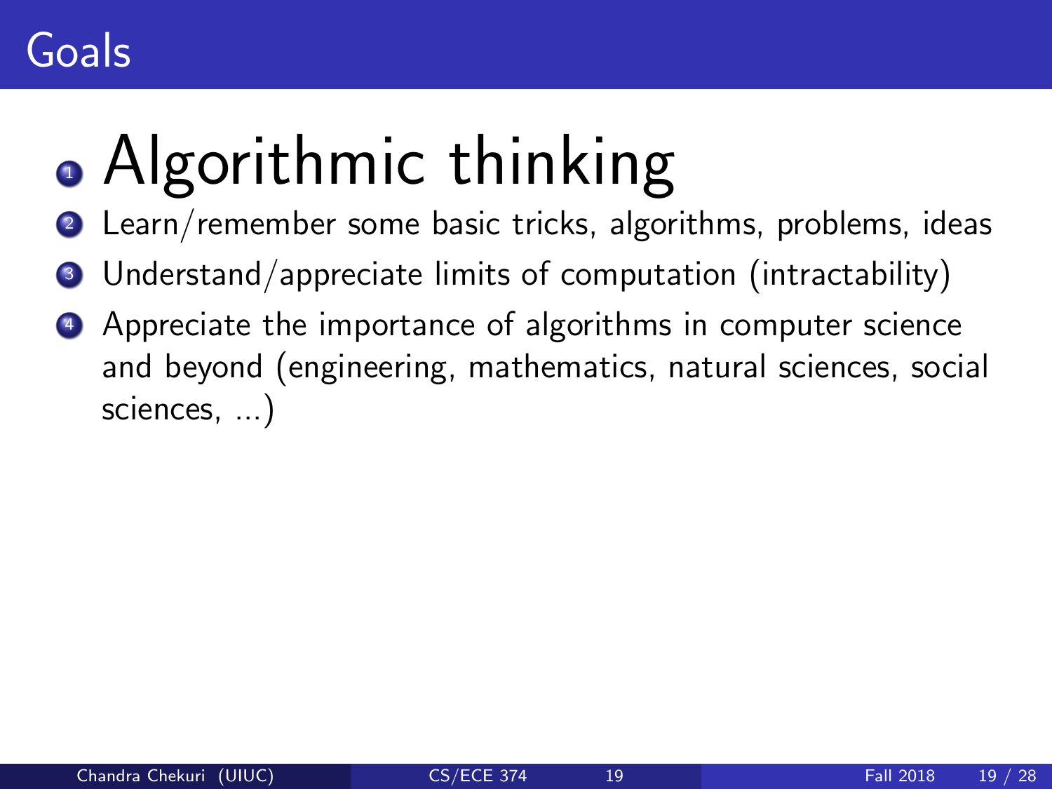# Goals

1. Algorithmic thinking
2. Learn/remember some basic tricks, algorithms, problems, ideas
3. Understand/appreciate limits of computation (intractability)
4. Appreciate the importance of algorithms in computer science and beyond (engineering, mathematics, natural sciences, social sciences, ...)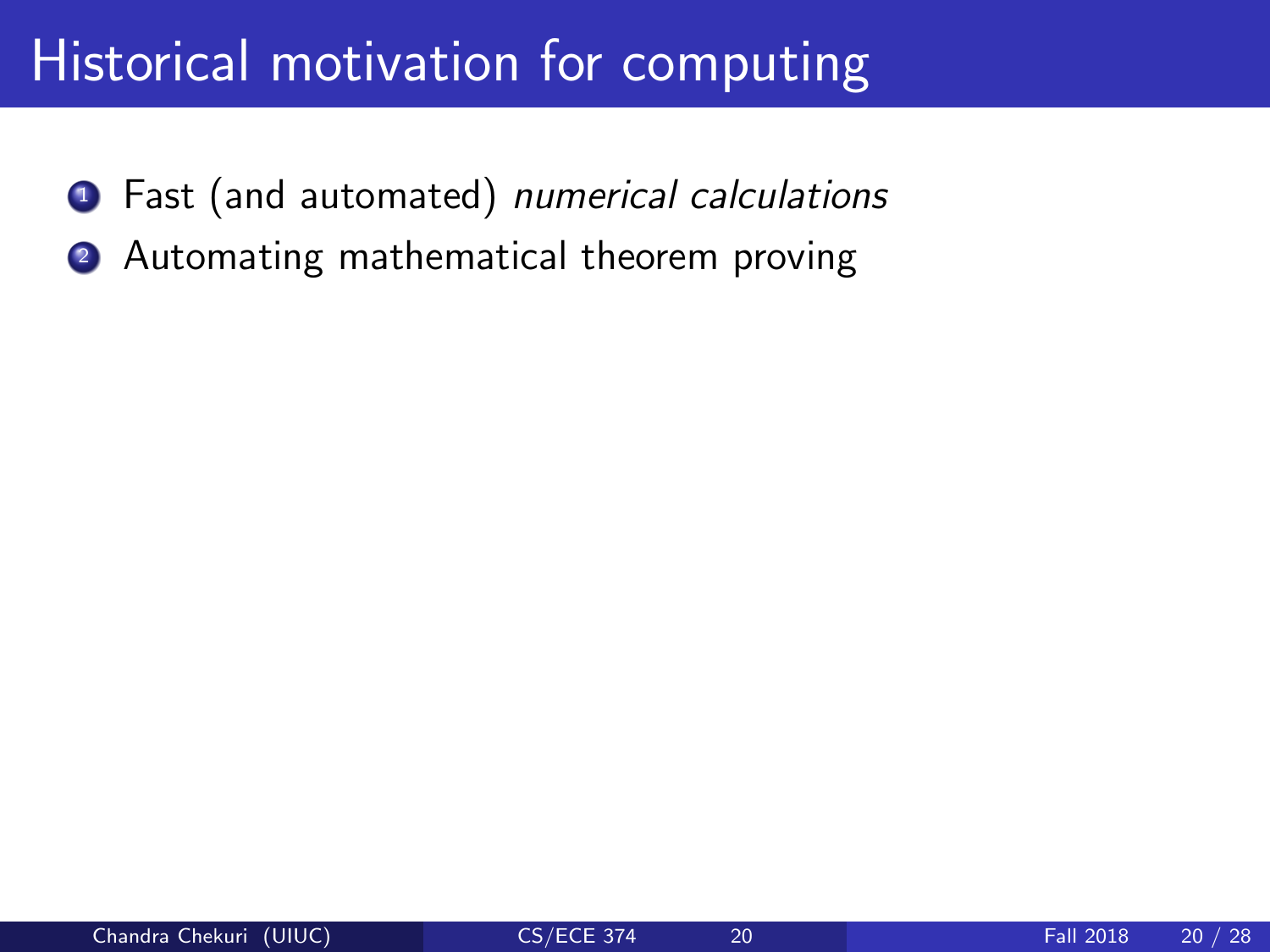# Historical motivation for computing

1. Fast (and automated) *numerical calculations*
2. Automating mathematical theorem proving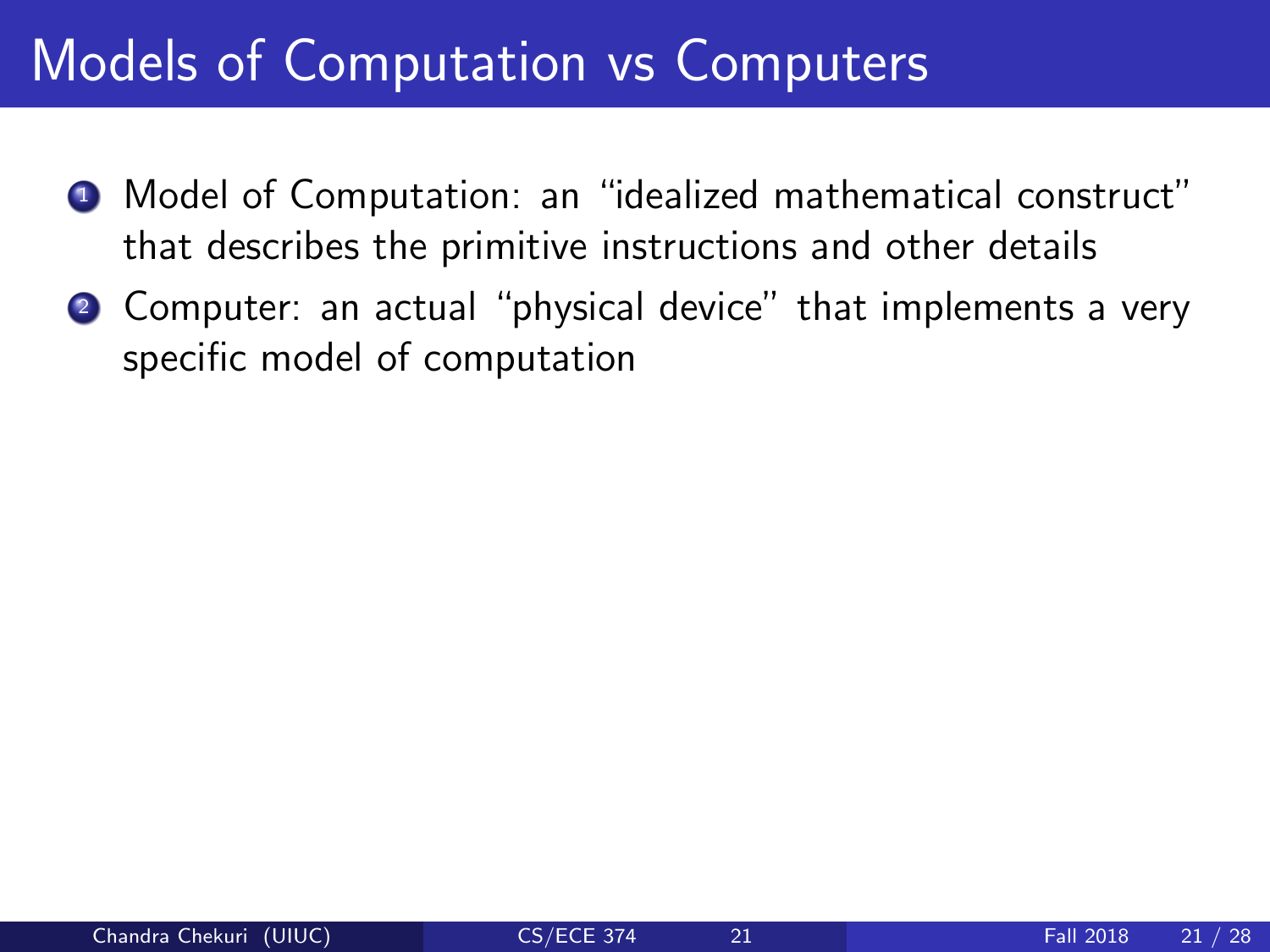# Models of Computation vs Computers

1. Model of Computation: an "idealized mathematical construct" that describes the primitive instructions and other details
2. Computer: an actual "physical device" that implements a very specific model of computation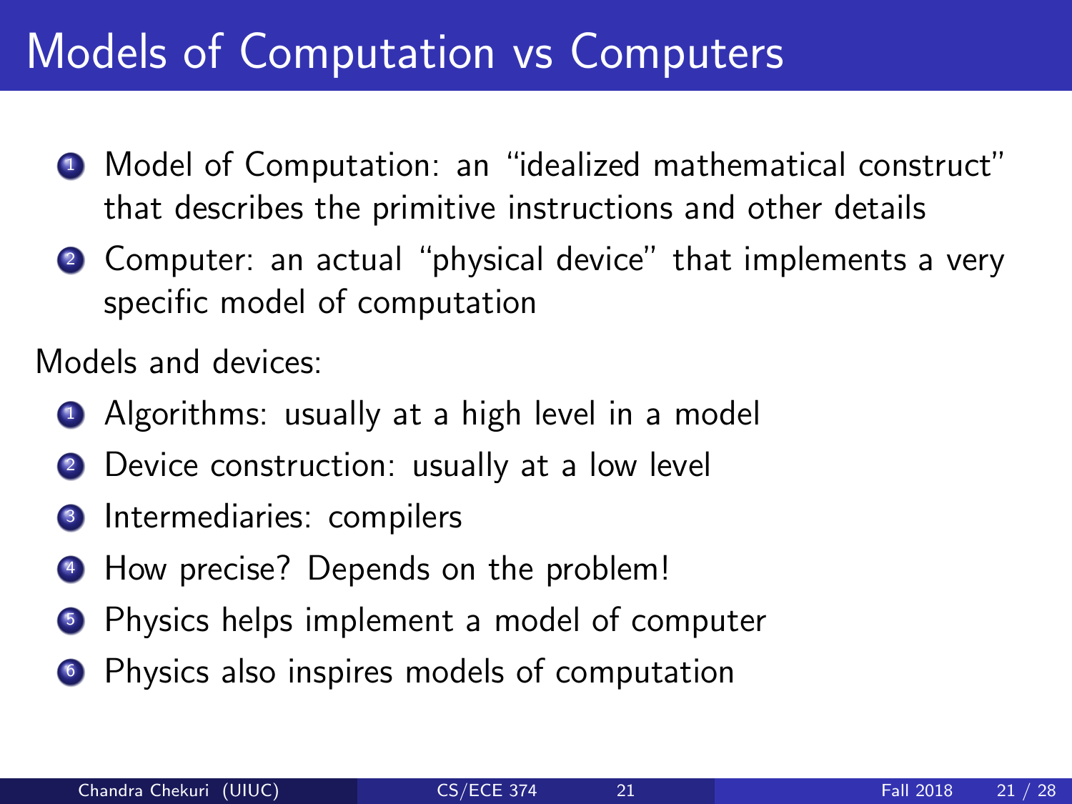# Models of Computation vs Computers

1. Model of Computation: an "idealized mathematical construct" that describes the primitive instructions and other details
2. Computer: an actual "physical device" that implements a very specific model of computation

Models and devices:

1. Algorithms: usually at a high level in a model
2. Device construction: usually at a low level
3. Intermediaries: compilers
4. How precise? Depends on the problem!
5. Physics helps implement a model of computer
6. Physics also inspires models of computation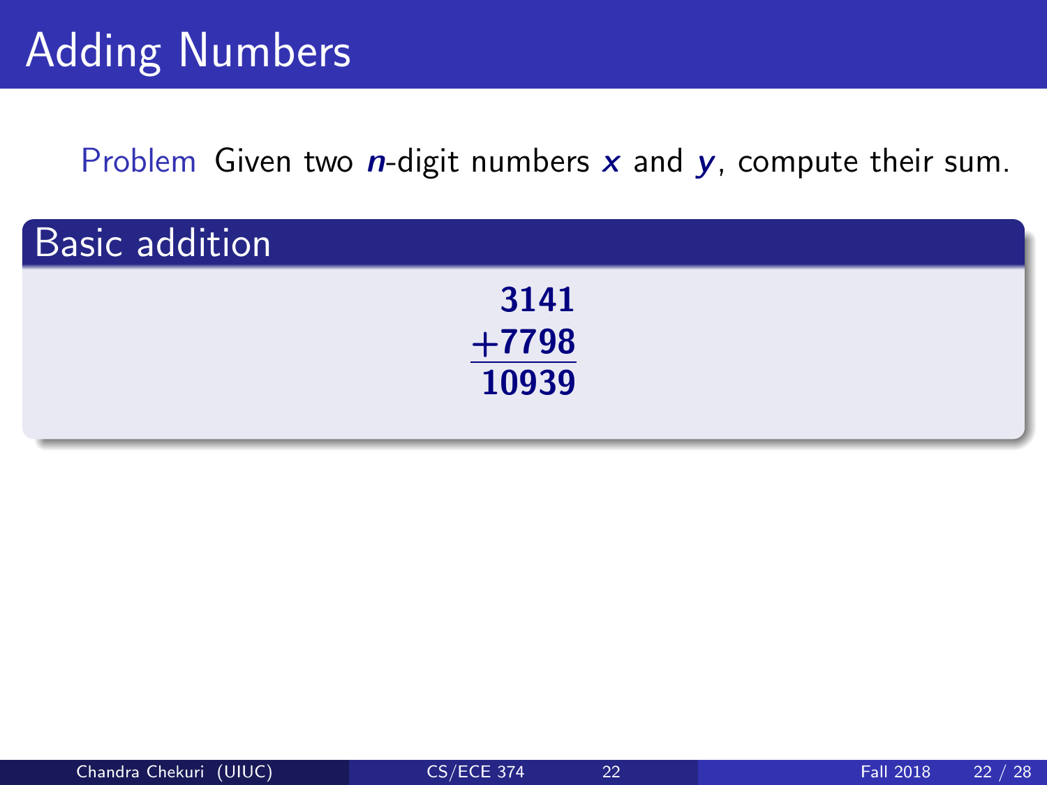# Adding Numbers

**Problem** Given two $n$-digit numbers $x$ and $y$, compute their sum.

## Basic addition

$$
\begin{array}{r}
3141 \\
+7798 \\
\hline
10939
\end{array}
$$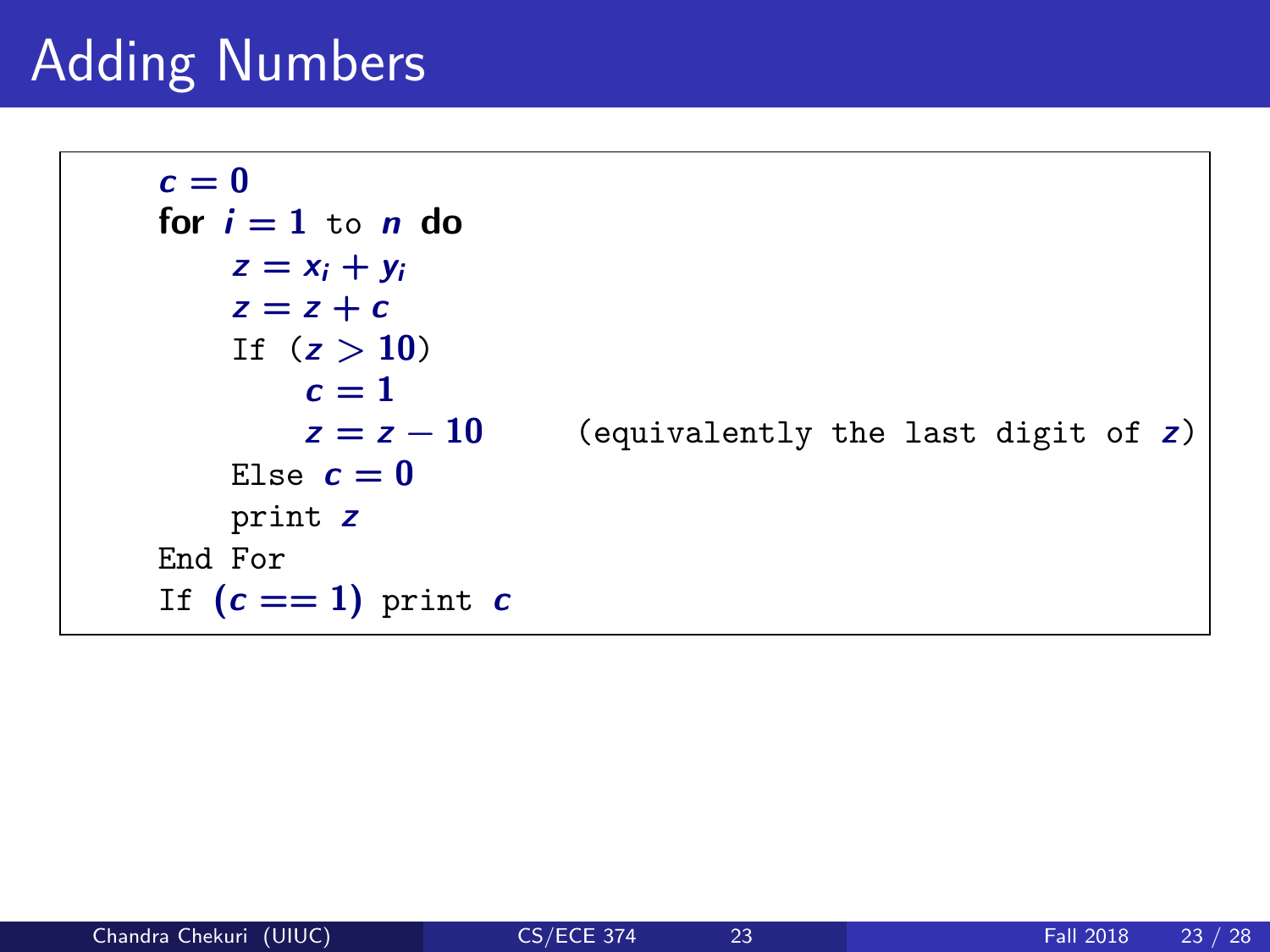# Adding Numbers

```
c = 0
for i = 1 to n do
    z = x_i + y_i
    z = z + c
    If (z > 10)
        c = 1
        z = z − 10      (equivalently the last digit of z)
    Else c = 0
    print z
End For
If (c == 1) print c
```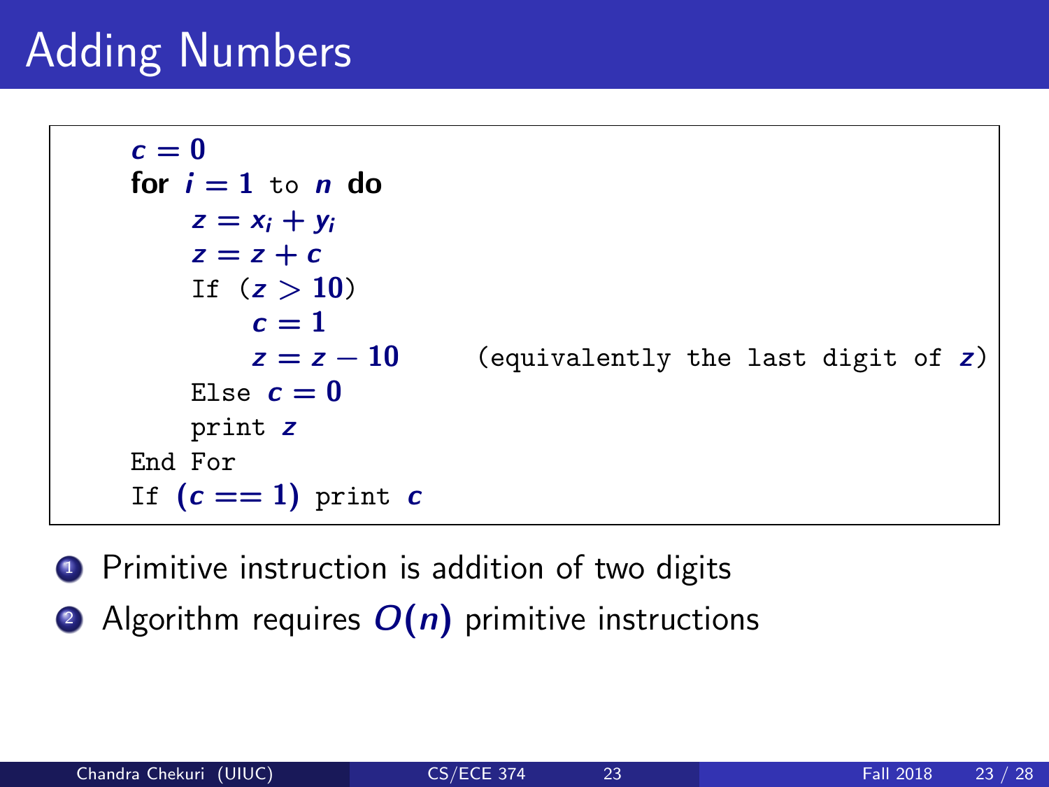# Adding Numbers

```
c = 0
for i = 1 to n do
    z = x_i + y_i
    z = z + c
    If (z > 10)
        c = 1
        z = z − 10      (equivalently the last digit of z)
    Else c = 0
    print z
End For
If (c == 1) print c
```

1. Primitive instruction is addition of two digits
2. Algorithm requires $O(n)$ primitive instructions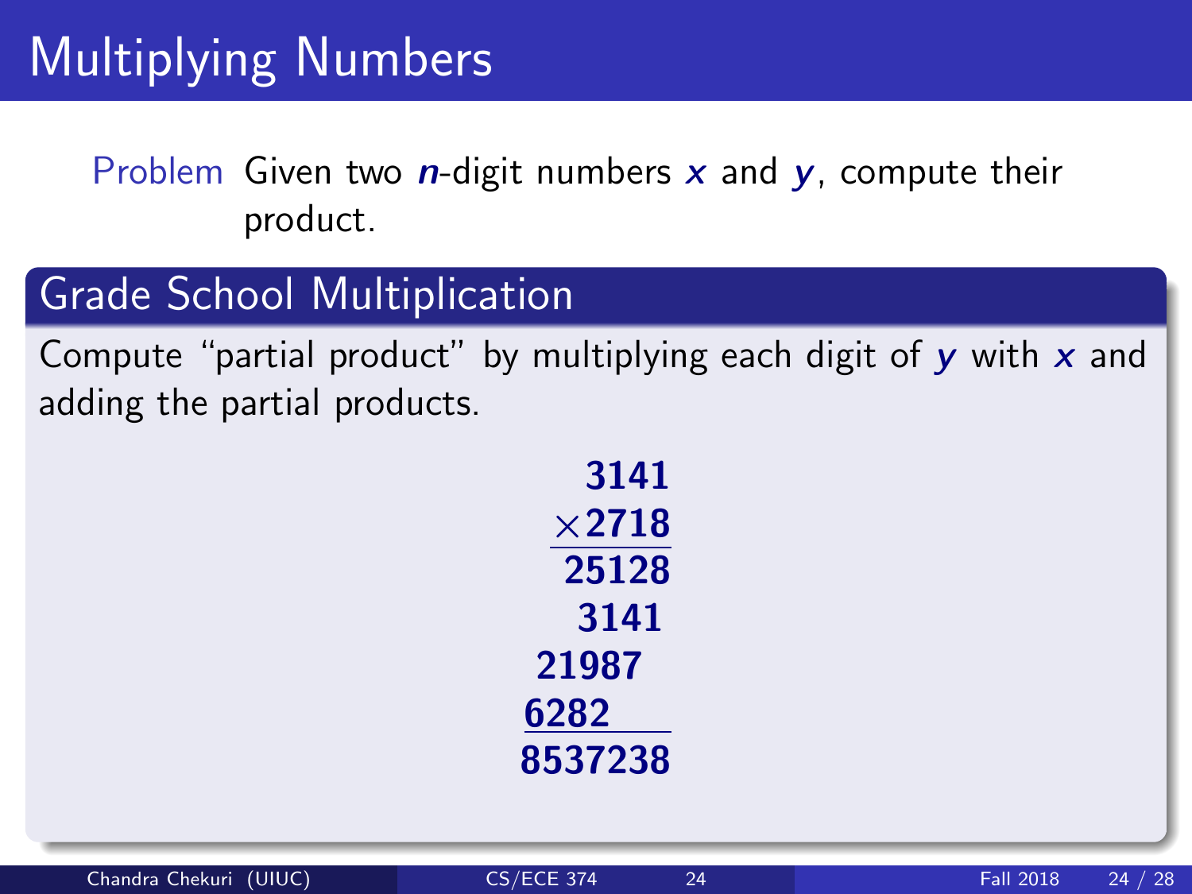# Multiplying Numbers

**Problem** Given two $n$-digit numbers $x$ and $y$, compute their product.

## Grade School Multiplication

Compute "partial product" by multiplying each digit of $y$ with $x$ and adding the partial products.

```
    3141
   ×2718
   -----
   25128
   3141
 21987
6282
-------
8537238
```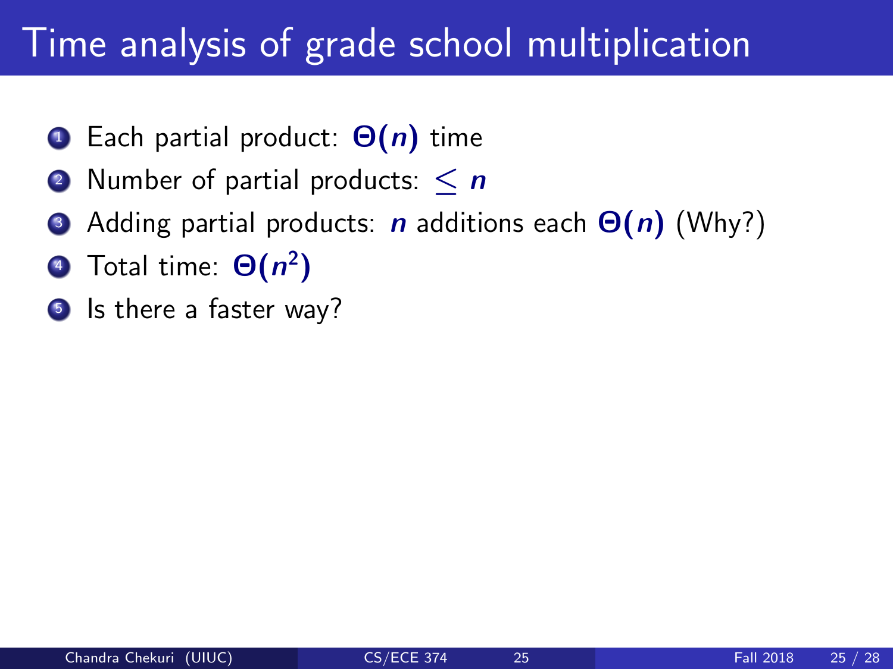# Time analysis of grade school multiplication

1. Each partial product: $\Theta(n)$ time
2. Number of partial products: $\leq n$
3. Adding partial products: $n$ additions each $\Theta(n)$ (Why?)
4. Total time: $\Theta(n^2)$
5. Is there a faster way?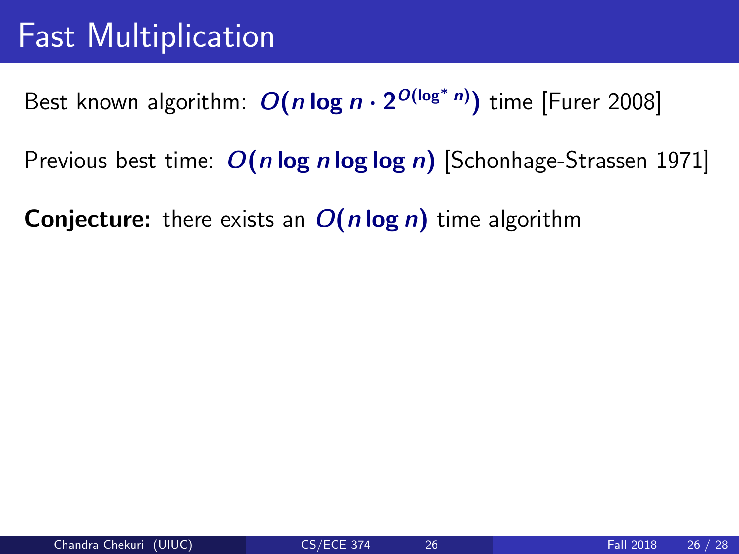# Fast Multiplication

Best known algorithm: $O(n \log n \cdot 2^{O(\log^* n)})$ time [Furer 2008]

Previous best time: $O(n \log n \log \log n)$ [Schonhage-Strassen 1971]

**Conjecture:** there exists an $O(n \log n)$ time algorithm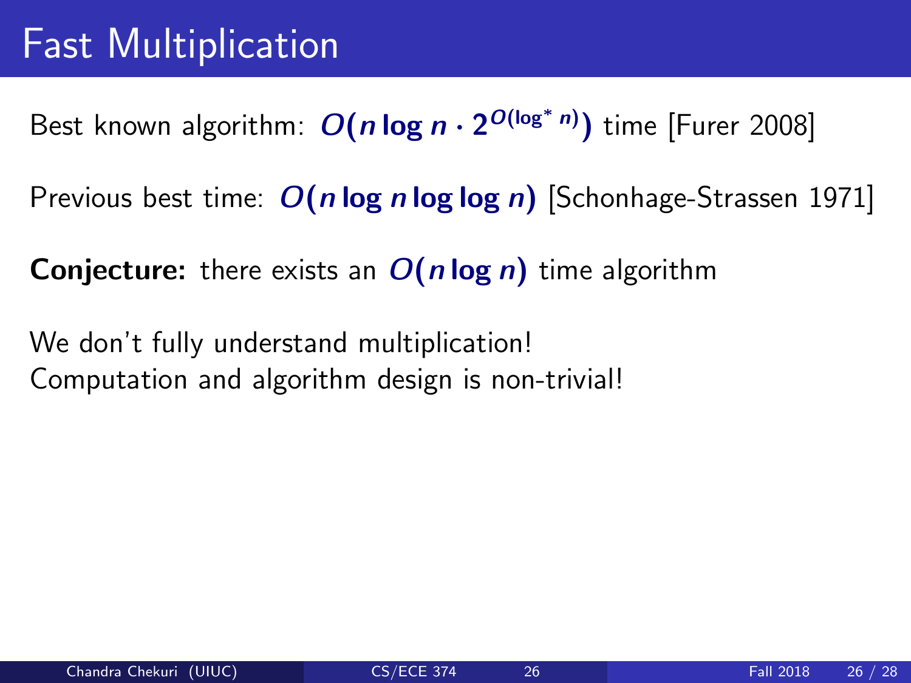# Fast Multiplication

Best known algorithm: $O(n \log n \cdot 2^{O(\log^* n)})$ time [Furer 2008]

Previous best time: $O(n \log n \log \log n)$ [Schonhage-Strassen 1971]

**Conjecture:** there exists an $O(n \log n)$ time algorithm

We don't fully understand multiplication!
Computation and algorithm design is non-trivial!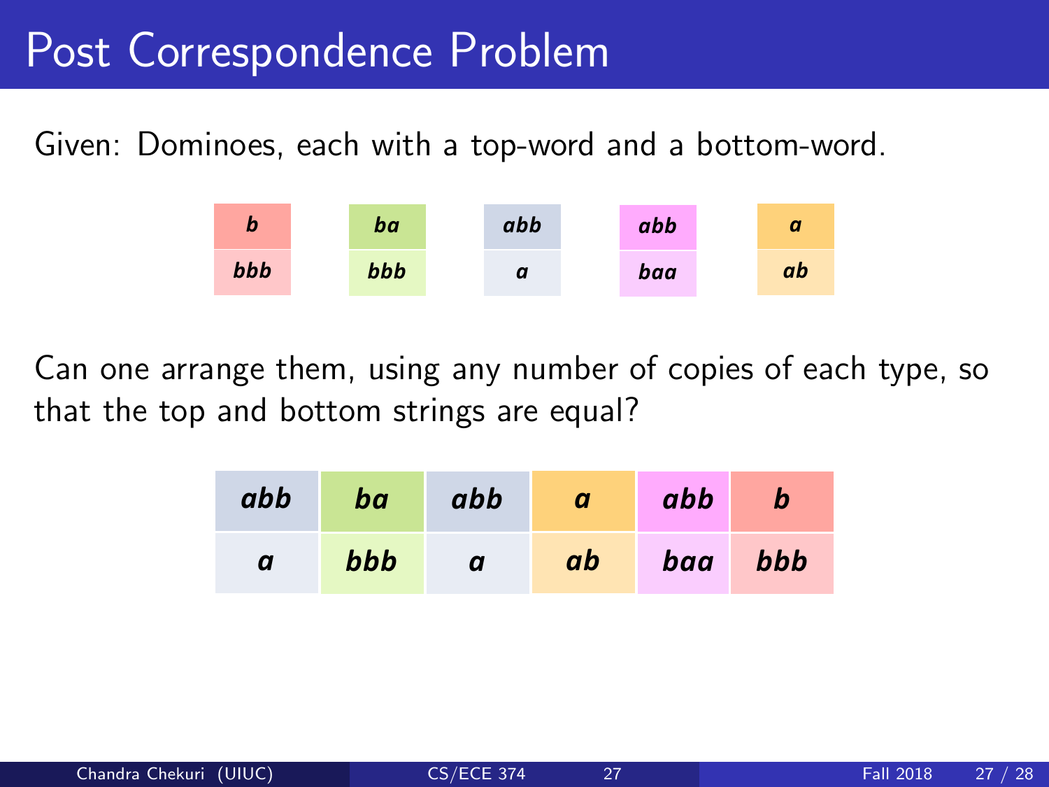# Post Correspondence Problem

Given: Dominoes, each with a top-word and a bottom-word.

| *b* | *ba* | *abb* | *abb* | *a* |
|---|---|---|---|---|
| *bbb* | *bbb* | *a* | *baa* | *ab* |

Can one arrange them, using any number of copies of each type, so that the top and bottom strings are equal?

| *abb* | *ba* | *abb* | *a* | *abb* | *b* |
|---|---|---|---|---|---|
| *a* | *bbb* | *a* | *ab* | *baa* | *bbb* |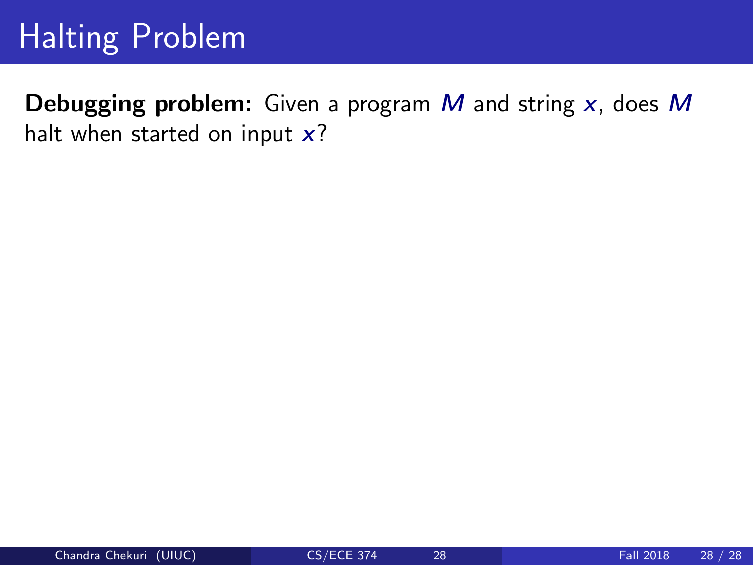# Halting Problem

**Debugging problem:** Given a program $M$ and string $x$, does $M$ halt when started on input $x$?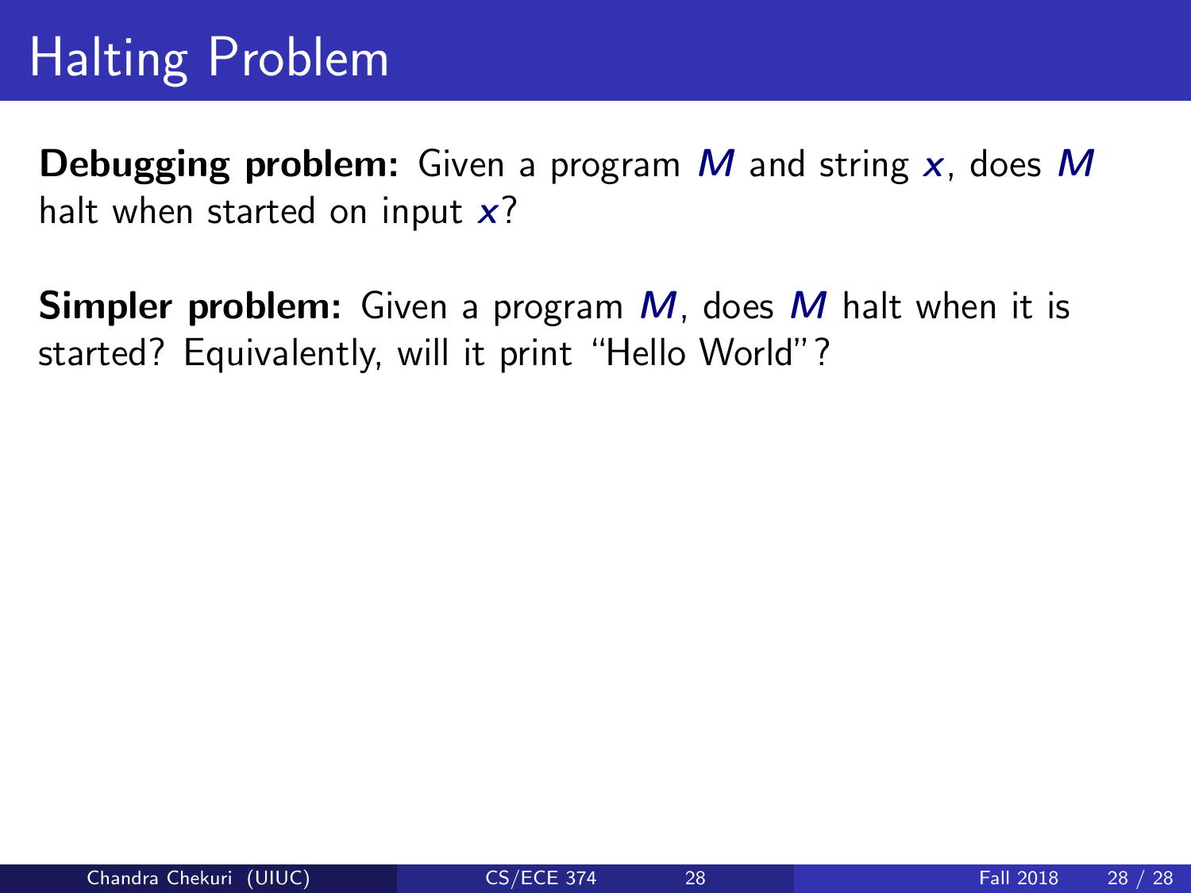# Halting Problem

**Debugging problem:** Given a program $M$ and string $x$, does $M$ halt when started on input $x$?

**Simpler problem:** Given a program $M$, does $M$ halt when it is started? Equivalently, will it print "Hello World"?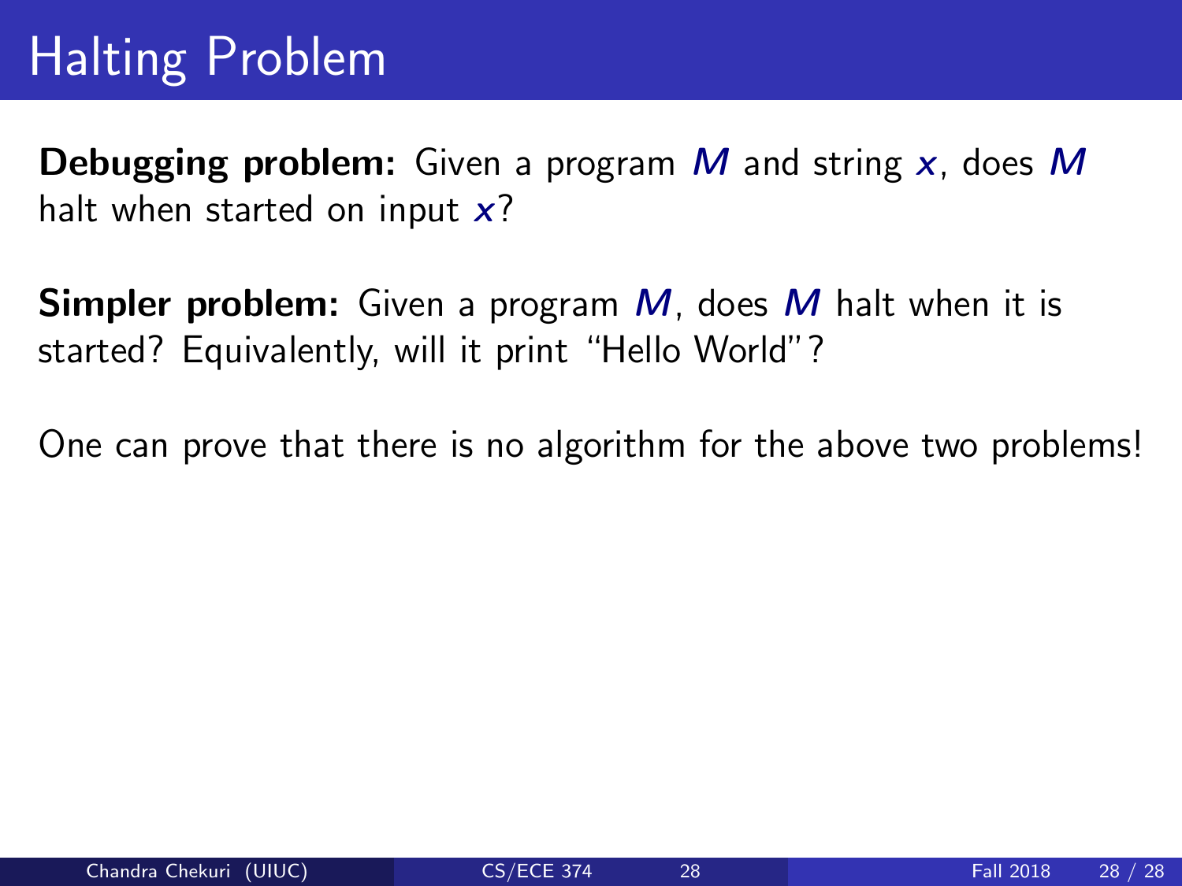# Halting Problem

**Debugging problem:** Given a program $M$ and string $x$, does $M$ halt when started on input $x$?

**Simpler problem:** Given a program $M$, does $M$ halt when it is started? Equivalently, will it print "Hello World"?

One can prove that there is no algorithm for the above two problems!